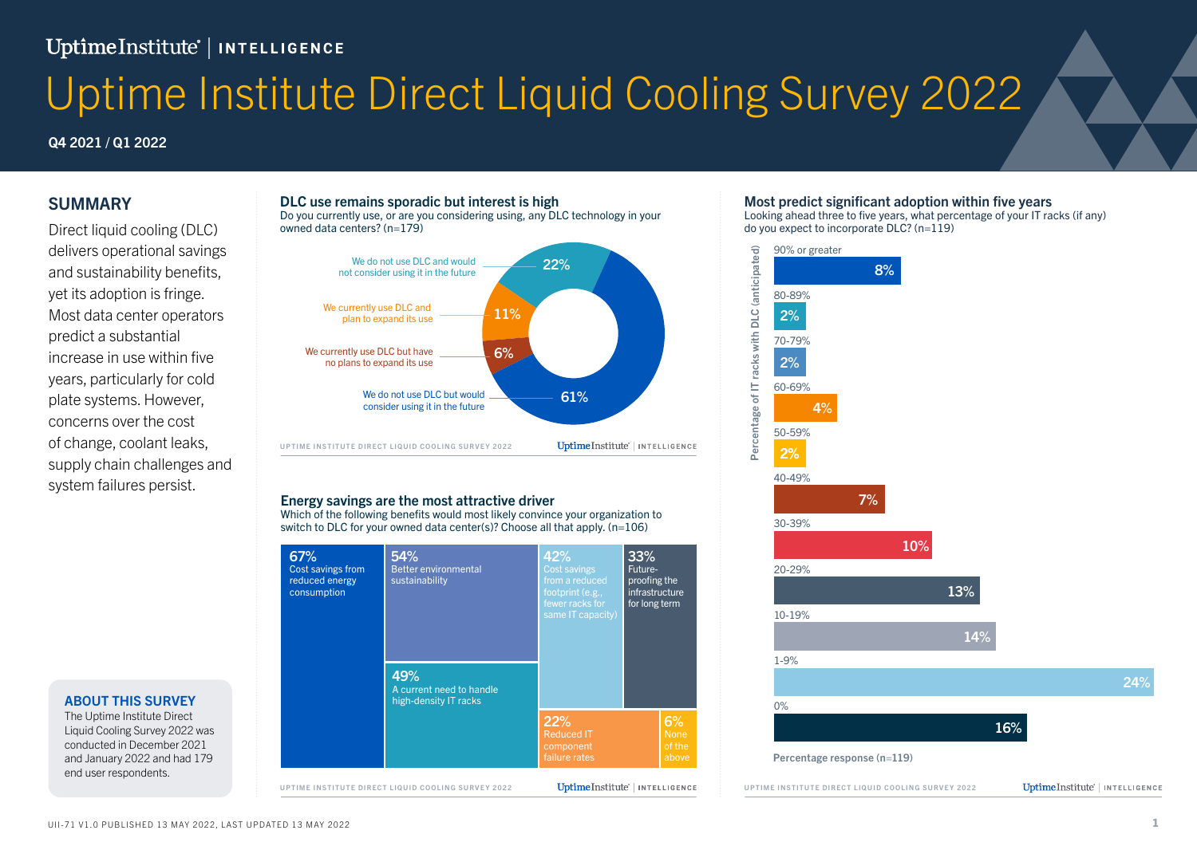Uptime Institute | INTELLIGENCE

# Uptime Institute Direct Liquid Cooling Survey 2022

**Q4 2021 / Q1 2022**

## SUMMARY

Direct liquid cooling (DLC) delivers operational savings and sustainability benefits, yet its adoption is fringe. Most data center operators predict a substantial increase in use within five years, particularly for cold plate systems. However, concerns over the cost of change, coolant leaks, supply chain challenges and system failures persist.

### ABOUT THIS SURVEY

The Uptime Institute Direct Liquid Cooling Survey 2022 was conducted in December 2021 and January 2022 and had 179 end user respondents.

## DLC use remains sporadic but interest is high

Do you currently use, or are you considering using, any DLC technology in your owned data centers? (n=179)

| Response | Percentage |
| --- | --- |
| We do not use DLC and would not consider using it in the future | 22% |
| We currently use DLC and plan to expand its use | 11% |
| We currently use DLC but have no plans to expand its use | 6% |
| We do not use DLC but would consider using it in the future | 61% |

UPTIME INSTITUTE DIRECT LIQUID COOLING SURVEY 2022

## Energy savings are the most attractive driver

Which of the following benefits would most likely convince your organization to switch to DLC for your owned data center(s)? Choose all that apply. (n=106)

| Benefit | Percentage |
| --- | --- |
| Cost savings from reduced energy consumption | 67% |
| Better environmental sustainability | 54% |
| A current need to handle high-density IT racks | 49% |
| Cost savings from a reduced footprint (e.g., fewer racks for same IT capacity) | 42% |
| Future-proofing the infrastructure for long term | 33% |
| Reduced IT component failure rates | 22% |
| None of the above | 6% |

UPTIME INSTITUTE DIRECT LIQUID COOLING SURVEY 2022

## Most predict significant adoption within five years

Looking ahead three to five years, what percentage of your IT racks (if any) do you expect to incorporate DLC? (n=119)

| Percentage of IT racks with DLC (anticipated) | Percentage response (n=119) |
| --- | --- |
| 90% or greater | 8% |
| 80-89% | 2% |
| 70-79% | 2% |
| 60-69% | 4% |
| 50-59% | 2% |
| 40-49% | 7% |
| 30-39% | 10% |
| 20-29% | 13% |
| 10-19% | 14% |
| 1-9% | 24% |
| 0% | 16% |

UPTIME INSTITUTE DIRECT LIQUID COOLING SURVEY 2022

UII-71 V1.0 PUBLISHED 13 MAY 2022, LAST UPDATED 13 MAY 2022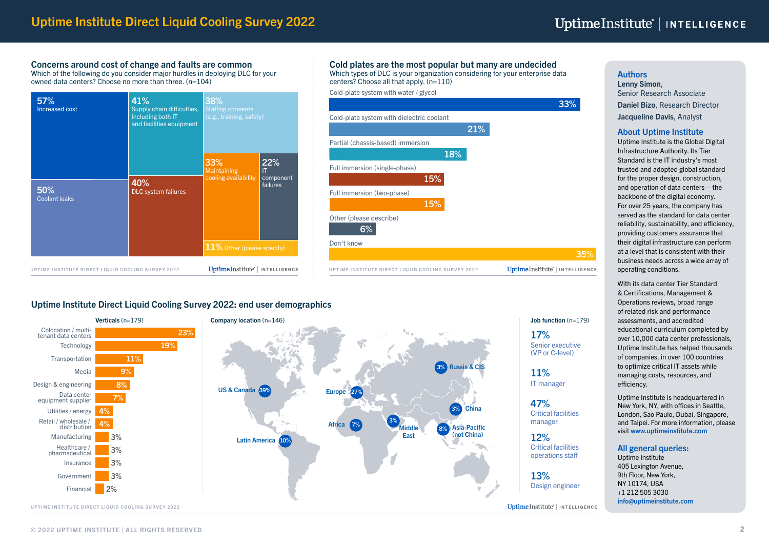# Uptime Institute Direct Liquid Cooling Survey 2022

## Concerns around cost of change and faults are common

Which of the following do you consider major hurdles in deploying DLC for your owned data centers? Choose no more than three. (n=104)

57% Increased cost

50% Coolant leaks

41% Supply chain difficulties, including both IT and facilities equipment

40% DLC system failures

38% Staffing concerns (e.g., training, safety)

33% Maintaining cooling availability

22% IT component failures

11% Other (please specify)

UPTIME INSTITUTE DIRECT LIQUID COOLING SURVEY 2022

## Cold plates are the most popular but many are undecided

Which types of DLC is your organization considering for your enterprise data centers? Choose all that apply. (n=110)

Cold-plate system with water / glycol 33%

Cold-plate system with dielectric coolant 21%

Partial (chassis-based) immersion 18%

Full immersion (single-phase) 15%

Full immersion (two-phase) 15%

Other (please describe) 6%

Don't know 35%

UPTIME INSTITUTE DIRECT LIQUID COOLING SURVEY 2022

## Uptime Institute Direct Liquid Cooling Survey 2022: end user demographics

**Verticals** (n=179)

Colocation / multi-tenant data centers 23%

Technology 19%

Transportation 11%

Media 9%

Design & engineering 8%

Data center equipment supplier 7%

Utilities / energy 4%

Retail / wholesale / distribution 4%

Manufacturing 3%

Healthcare / pharmaceutical 3%

Insurance 3%

Government 3%

Financial 2%

**Company location** (n=146)

US & Canada 39%

Latin America 10%

Europe 27%

Africa 7%

Middle East 3%

Russia & CIS 3%

China 3%

Asia-Pacific (not China) 8%

**Job function** (n=179)

17% Senior executive (VP or C-level)

11% IT manager

47% Critical facilities manager

12% Critical facilities operations staff

13% Design engineer

UPTIME INSTITUTE DIRECT LIQUID COOLING SURVEY 2022

### Authors

**Lenny Simon**, Senior Research Associate

**Daniel Bizo**, Research Director

**Jacqueline Davis**, Analyst

### About Uptime Institute

Uptime Institute is the Global Digital Infrastructure Authority. Its Tier Standard is the IT industry's most trusted and adopted global standard for the proper design, construction, and operation of data centers – the backbone of the digital economy. For over 25 years, the company has served as the standard for data center reliability, sustainability, and efficiency, providing customers assurance that their digital infrastructure can perform at a level that is consistent with their business needs across a wide array of operating conditions.

With its data center Tier Standard & Certifications, Management & Operations reviews, broad range of related risk and performance assessments, and accredited educational curriculum completed by over 10,000 data center professionals, Uptime Institute has helped thousands of companies, in over 100 countries to optimize critical IT assets while managing costs, resources, and efficiency.

Uptime Institute is headquartered in New York, NY, with offices in Seattle, London, Sao Paulo, Dubai, Singapore, and Taipei. For more information, please visit www.uptimeinstitute.com

### All general queries:

Uptime Institute
405 Lexington Avenue,
9th Floor, New York,
NY 10174, USA
+1 212 505 3030
info@uptimeinstitute.com

© 2022 UPTIME INSTITUTE | ALL RIGHTS RESERVED